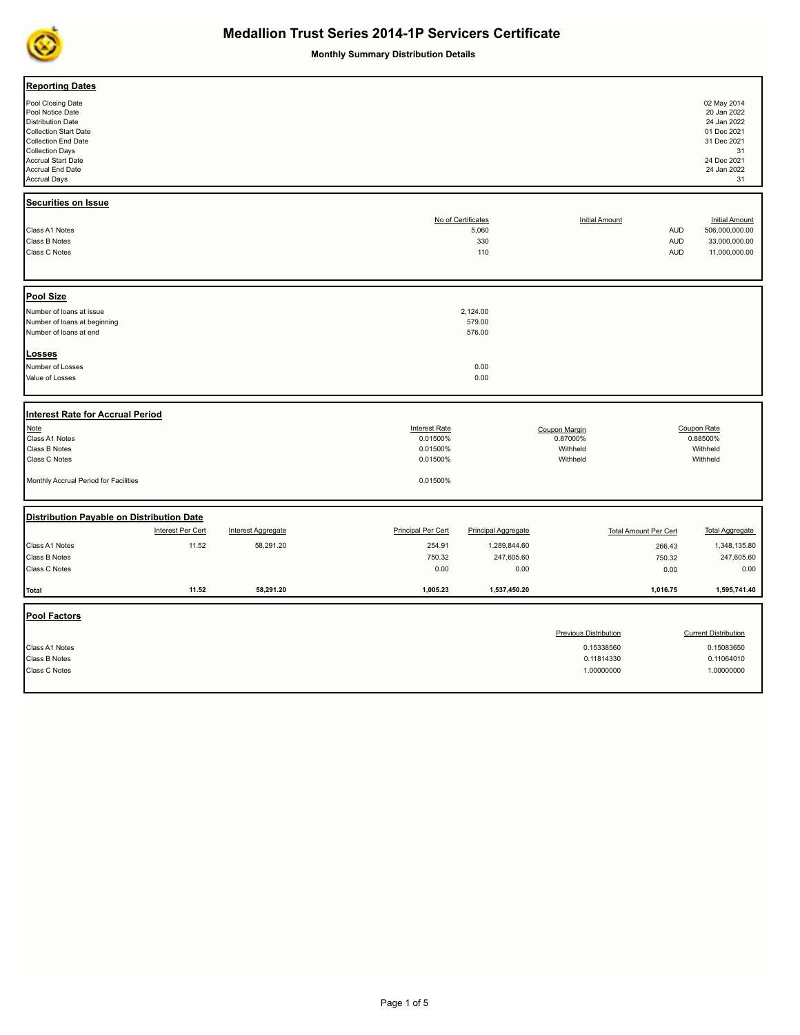# Medallion Trust Series 2014-1P Servicers Certificate

**Monthly Summary Distribution Details**

## Reporting Dates

| | |
|---|---|
| Pool Closing Date | 02 May 2014 |
| Pool Notice Date | 20 Jan 2022 |
| Distribution Date | 24 Jan 2022 |
| Collection Start Date | 01 Dec 2021 |
| Collection End Date | 31 Dec 2021 |
| Collection Days | 31 |
| Accrual Start Date | 24 Dec 2021 |
| Accrual End Date | 24 Jan 2022 |
| Accrual Days | 31 |

## Securities on Issue

| | No of Certificates | Initial Amount | Initial Amount |
|---|---|---|---|
| Class A1 Notes | 5,060 | AUD | 506,000,000.00 |
| Class B Notes | 330 | AUD | 33,000,000.00 |
| Class C Notes | 110 | AUD | 11,000,000.00 |

## Pool Size

| | |
|---|---|
| Number of loans at issue | 2,124.00 |
| Number of loans at beginning | 579.00 |
| Number of loans at end | 576.00 |

## Losses

| | |
|---|---|
| Number of Losses | 0.00 |
| Value of Losses | 0.00 |

## Interest Rate for Accrual Period

| Note | Interest Rate | Coupon Margin | Coupon Rate |
|---|---|---|---|
| Class A1 Notes | 0.01500% | 0.87000% | 0.88500% |
| Class B Notes | 0.01500% | Withheld | Withheld |
| Class C Notes | 0.01500% | Withheld | Withheld |
| Monthly Accrual Period for Facilities | 0.01500% | | |

## Distribution Payable on Distribution Date

| | Interest Per Cert | Interest Aggregate | Principal Per Cert | Principal Aggregate | Total Amount Per Cert | Total Aggregate |
|---|---|---|---|---|---|---|
| Class A1 Notes | 11.52 | 58,291.20 | 254.91 | 1,289,844.60 | 266.43 | 1,348,135.80 |
| Class B Notes | | | 750.32 | 247,605.60 | 750.32 | 247,605.60 |
| Class C Notes | | | 0.00 | 0.00 | 0.00 | 0.00 |
| **Total** | **11.52** | **58,291.20** | **1,005.23** | **1,537,450.20** | **1,016.75** | **1,595,741.40** |

## Pool Factors

| | Previous Distribution | Current Distribution |
|---|---|---|
| Class A1 Notes | 0.15338560 | 0.15083650 |
| Class B Notes | 0.11814330 | 0.11064010 |
| Class C Notes | 1.00000000 | 1.00000000 |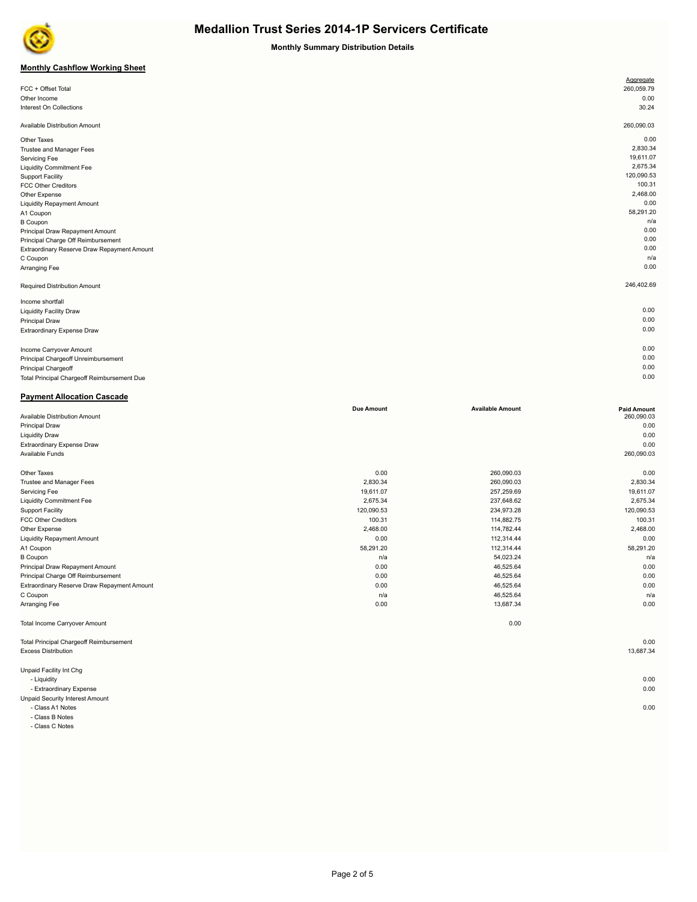# Medallion Trust Series 2014-1P Servicers Certificate

**Monthly Summary Distribution Details**

## Monthly Cashflow Working Sheet

| | Aggregate |
|---|---|
| FCC + Offset Total | 260,059.79 |
| Other Income | 0.00 |
| Interest On Collections | 30.24 |
| | |
| Available Distribution Amount | 260,090.03 |
| | |
| Other Taxes | 0.00 |
| Trustee and Manager Fees | 2,830.34 |
| Servicing Fee | 19,611.07 |
| Liquidity Commitment Fee | 2,675.34 |
| Support Facility | 120,090.53 |
| FCC Other Creditors | 100.31 |
| Other Expense | 2,468.00 |
| Liquidity Repayment Amount | 0.00 |
| A1 Coupon | 58,291.20 |
| B Coupon | n/a |
| Principal Draw Repayment Amount | 0.00 |
| Principal Charge Off Reimbursement | 0.00 |
| Extraordinary Reserve Draw Repayment Amount | 0.00 |
| C Coupon | n/a |
| Arranging Fee | 0.00 |
| | |
| Required Distribution Amount | 246,402.69 |
| | |
| Income shortfall | |
| Liquidity Facility Draw | 0.00 |
| Principal Draw | 0.00 |
| Extraordinary Expense Draw | 0.00 |
| | |
| Income Carryover Amount | 0.00 |
| Principal Chargeoff Unreimbursement | 0.00 |
| Principal Chargeoff | 0.00 |
| Total Principal Chargeoff Reimbursement Due | 0.00 |

## Payment Allocation Cascade

| | Due Amount | Available Amount | Paid Amount |
|---|---|---|---|
| Available Distribution Amount | | | 260,090.03 |
| Principal Draw | | | 0.00 |
| Liquidity Draw | | | 0.00 |
| Extraordinary Expense Draw | | | 0.00 |
| Available Funds | | | 260,090.03 |
| | | | |
| Other Taxes | 0.00 | 260,090.03 | 0.00 |
| Trustee and Manager Fees | 2,830.34 | 260,090.03 | 2,830.34 |
| Servicing Fee | 19,611.07 | 257,259.69 | 19,611.07 |
| Liquidity Commitment Fee | 2,675.34 | 237,648.62 | 2,675.34 |
| Support Facility | 120,090.53 | 234,973.28 | 120,090.53 |
| FCC Other Creditors | 100.31 | 114,882.75 | 100.31 |
| Other Expense | 2,468.00 | 114,782.44 | 2,468.00 |
| Liquidity Repayment Amount | 0.00 | 112,314.44 | 0.00 |
| A1 Coupon | 58,291.20 | 112,314.44 | 58,291.20 |
| B Coupon | n/a | 54,023.24 | n/a |
| Principal Draw Repayment Amount | 0.00 | 46,525.64 | 0.00 |
| Principal Charge Off Reimbursement | 0.00 | 46,525.64 | 0.00 |
| Extraordinary Reserve Draw Repayment Amount | 0.00 | 46,525.64 | 0.00 |
| C Coupon | n/a | 46,525.64 | n/a |
| Arranging Fee | 0.00 | 13,687.34 | 0.00 |
| | | | |
| Total Income Carryover Amount | | 0.00 | |
| | | | |
| Total Principal Chargeoff Reimbursement | | | 0.00 |
| Excess Distribution | | | 13,687.34 |
| | | | |
| Unpaid Facility Int Chg | | | |
| - Liquidity | | | 0.00 |
| - Extraordinary Expense | | | 0.00 |
| Unpaid Security Interest Amount | | | |
| - Class A1 Notes | | | 0.00 |
| - Class B Notes | | | |
| - Class C Notes | | | |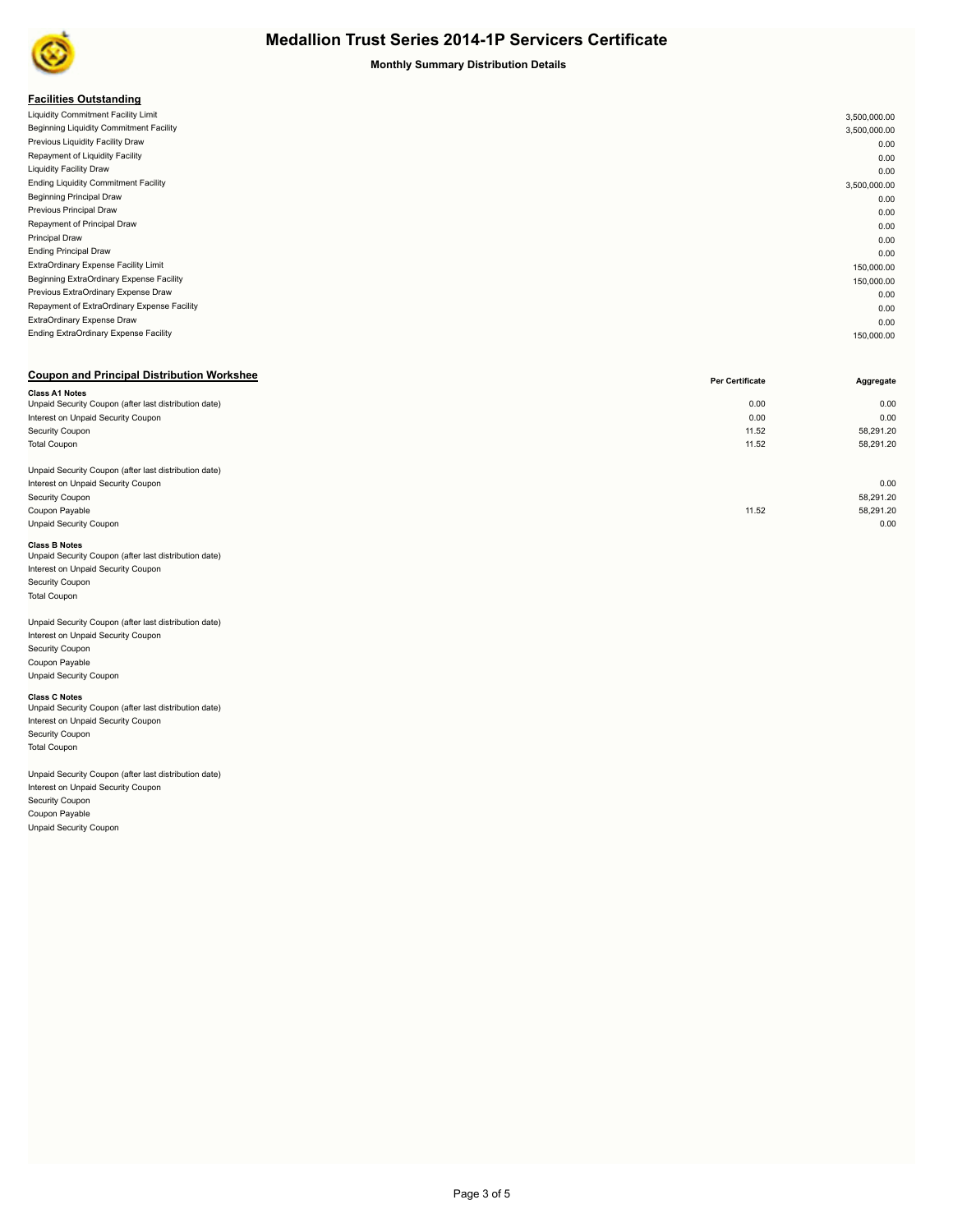# Medallion Trust Series 2014-1P Servicers Certificate

**Monthly Summary Distribution Details**

## Facilities Outstanding

| | |
|---|---|
| Liquidity Commitment Facility Limit | 3,500,000.00 |
| Beginning Liquidity Commitment Facility | 3,500,000.00 |
| Previous Liquidity Facility Draw | 0.00 |
| Repayment of Liquidity Facility | 0.00 |
| Liquidity Facility Draw | 0.00 |
| Ending Liquidity Commitment Facility | 3,500,000.00 |
| Beginning Principal Draw | 0.00 |
| Previous Principal Draw | 0.00 |
| Repayment of Principal Draw | 0.00 |
| Principal Draw | 0.00 |
| Ending Principal Draw | 0.00 |
| ExtraOrdinary Expense Facility Limit | 150,000.00 |
| Beginning ExtraOrdinary Expense Facility | 150,000.00 |
| Previous ExtraOrdinary Expense Draw | 0.00 |
| Repayment of ExtraOrdinary Expense Facility | 0.00 |
| ExtraOrdinary Expense Draw | 0.00 |
| Ending ExtraOrdinary Expense Facility | 150,000.00 |

## Coupon and Principal Distribution Workshee

| | Per Certificate | Aggregate |
|---|---|---|
| **Class A1 Notes** | | |
| Unpaid Security Coupon (after last distribution date) | 0.00 | 0.00 |
| Interest on Unpaid Security Coupon | 0.00 | 0.00 |
| Security Coupon | 11.52 | 58,291.20 |
| Total Coupon | 11.52 | 58,291.20 |
| | | |
| Unpaid Security Coupon (after last distribution date) | | |
| Interest on Unpaid Security Coupon | | 0.00 |
| Security Coupon | | 58,291.20 |
| Coupon Payable | 11.52 | 58,291.20 |
| Unpaid Security Coupon | | 0.00 |
| **Class B Notes** | | |
| Unpaid Security Coupon (after last distribution date) | | |
| Interest on Unpaid Security Coupon | | |
| Security Coupon | | |
| Total Coupon | | |
| | | |
| Unpaid Security Coupon (after last distribution date) | | |
| Interest on Unpaid Security Coupon | | |
| Security Coupon | | |
| Coupon Payable | | |
| Unpaid Security Coupon | | |
| **Class C Notes** | | |
| Unpaid Security Coupon (after last distribution date) | | |
| Interest on Unpaid Security Coupon | | |
| Security Coupon | | |
| Total Coupon | | |
| | | |
| Unpaid Security Coupon (after last distribution date) | | |
| Interest on Unpaid Security Coupon | | |
| Security Coupon | | |
| Coupon Payable | | |
| Unpaid Security Coupon | | |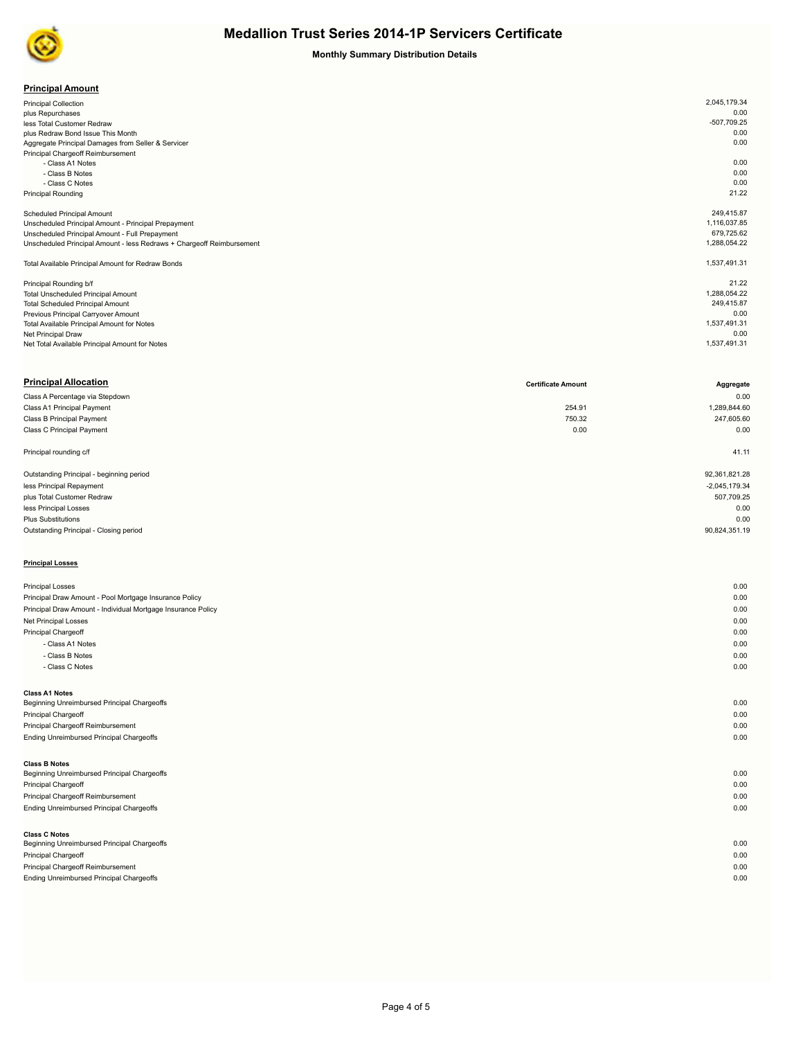# Medallion Trust Series 2014-1P Servicers Certificate

**Monthly Summary Distribution Details**

## Principal Amount

| | |
|---|---|
| Principal Collection | 2,045,179.34 |
| plus Repurchases | 0.00 |
| less Total Customer Redraw | -507,709.25 |
| plus Redraw Bond Issue This Month | 0.00 |
| Aggregate Principal Damages from Seller & Servicer | 0.00 |
| Principal Chargeoff Reimbursement | |
| - Class A1 Notes | 0.00 |
| - Class B Notes | 0.00 |
| - Class C Notes | 0.00 |
| Principal Rounding | 21.22 |
| | |
| Scheduled Principal Amount | 249,415.87 |
| Unscheduled Principal Amount - Principal Prepayment | 1,116,037.85 |
| Unscheduled Principal Amount - Full Prepayment | 679,725.62 |
| Unscheduled Principal Amount - less Redraws + Chargeoff Reimbursement | 1,288,054.22 |
| | |
| Total Available Principal Amount for Redraw Bonds | 1,537,491.31 |
| | |
| Principal Rounding b/f | 21.22 |
| Total Unscheduled Principal Amount | 1,288,054.22 |
| Total Scheduled Principal Amount | 249,415.87 |
| Previous Principal Carryover Amount | 0.00 |
| Total Available Principal Amount for Notes | 1,537,491.31 |
| Net Principal Draw | 0.00 |
| Net Total Available Principal Amount for Notes | 1,537,491.31 |

## Principal Allocation

| | Certificate Amount | Aggregate |
|---|---|---|
| Class A Percentage via Stepdown | | 0.00 |
| Class A1 Principal Payment | 254.91 | 1,289,844.60 |
| Class B Principal Payment | 750.32 | 247,605.60 |
| Class C Principal Payment | 0.00 | 0.00 |
| | | |
| Principal rounding c/f | | 41.11 |
| | | |
| Outstanding Principal - beginning period | | 92,361,821.28 |
| less Principal Repayment | | -2,045,179.34 |
| plus Total Customer Redraw | | 507,709.25 |
| less Principal Losses | | 0.00 |
| Plus Substitutions | | 0.00 |
| Outstanding Principal - Closing period | | 90,824,351.19 |

### Principal Losses

| | |
|---|---|
| Principal Losses | 0.00 |
| Principal Draw Amount - Pool Mortgage Insurance Policy | 0.00 |
| Principal Draw Amount - Individual Mortgage Insurance Policy | 0.00 |
| Net Principal Losses | 0.00 |
| Principal Chargeoff | 0.00 |
| - Class A1 Notes | 0.00 |
| - Class B Notes | 0.00 |
| - Class C Notes | 0.00 |

**Class A1 Notes**

| | |
|---|---|
| Beginning Unreimbursed Principal Chargeoffs | 0.00 |
| Principal Chargeoff | 0.00 |
| Principal Chargeoff Reimbursement | 0.00 |
| Ending Unreimbursed Principal Chargeoffs | 0.00 |

**Class B Notes**

| | |
|---|---|
| Beginning Unreimbursed Principal Chargeoffs | 0.00 |
| Principal Chargeoff | 0.00 |
| Principal Chargeoff Reimbursement | 0.00 |
| Ending Unreimbursed Principal Chargeoffs | 0.00 |

**Class C Notes**

| | |
|---|---|
| Beginning Unreimbursed Principal Chargeoffs | 0.00 |
| Principal Chargeoff | 0.00 |
| Principal Chargeoff Reimbursement | 0.00 |
| Ending Unreimbursed Principal Chargeoffs | 0.00 |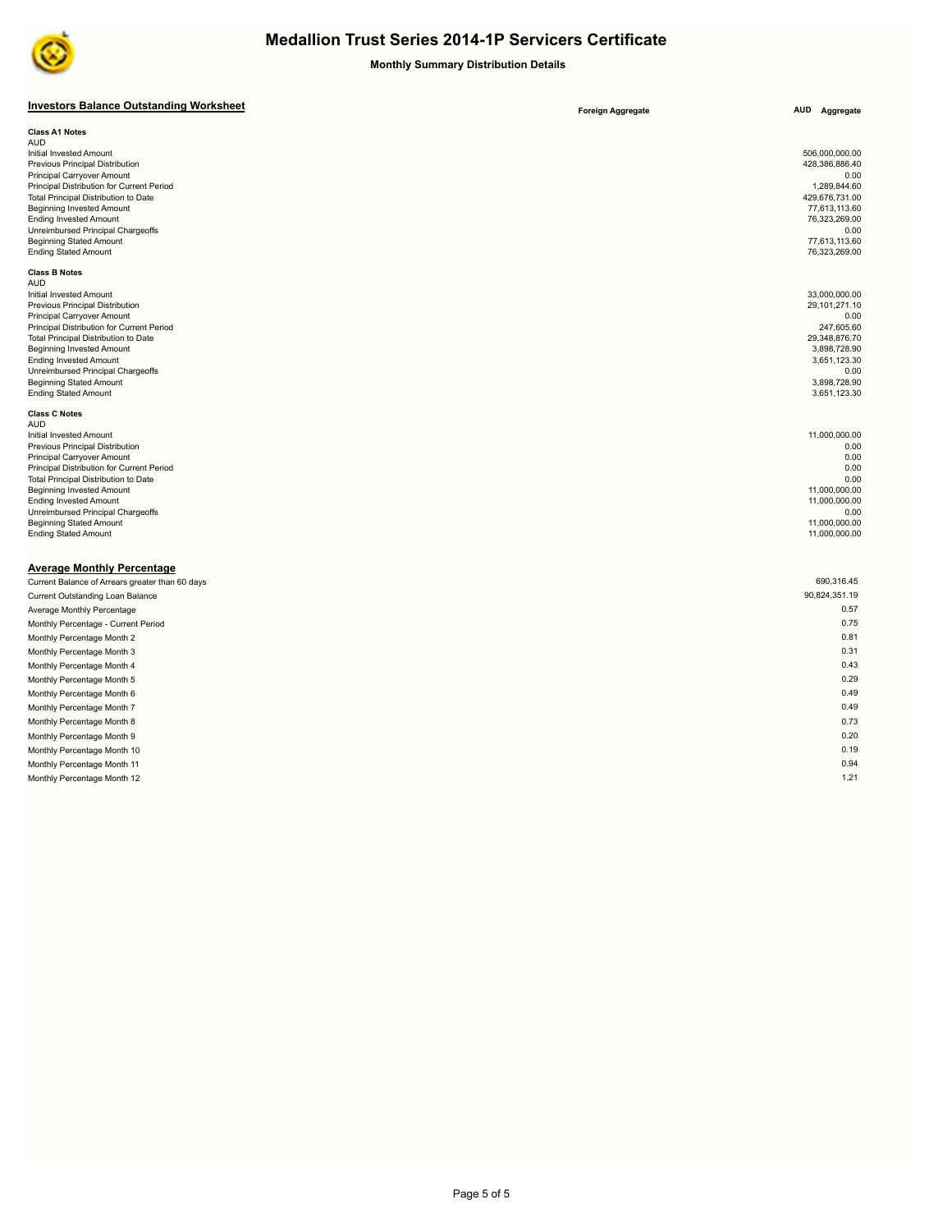# Medallion Trust Series 2014-1P Servicers Certificate

**Monthly Summary Distribution Details**

## Investors Balance Outstanding Worksheet

| | Foreign Aggregate | AUD Aggregate |
|---|---|---|
| **Class A1 Notes** | | |
| AUD | | |
| Initial Invested Amount | | 506,000,000.00 |
| Previous Principal Distribution | | 428,386,886.40 |
| Principal Carryover Amount | | 0.00 |
| Principal Distribution for Current Period | | 1,289,844.60 |
| Total Principal Distribution to Date | | 429,676,731.00 |
| Beginning Invested Amount | | 77,613,113.60 |
| Ending Invested Amount | | 76,323,269.00 |
| Unreimbursed Principal Chargeoffs | | 0.00 |
| Beginning Stated Amount | | 77,613,113.60 |
| Ending Stated Amount | | 76,323,269.00 |
| **Class B Notes** | | |
| AUD | | |
| Initial Invested Amount | | 33,000,000.00 |
| Previous Principal Distribution | | 29,101,271.10 |
| Principal Carryover Amount | | 0.00 |
| Principal Distribution for Current Period | | 247,605.60 |
| Total Principal Distribution to Date | | 29,348,876.70 |
| Beginning Invested Amount | | 3,898,728.90 |
| Ending Invested Amount | | 3,651,123.30 |
| Unreimbursed Principal Chargeoffs | | 0.00 |
| Beginning Stated Amount | | 3,898,728.90 |
| Ending Stated Amount | | 3,651,123.30 |
| **Class C Notes** | | |
| AUD | | |
| Initial Invested Amount | | 11,000,000.00 |
| Previous Principal Distribution | | 0.00 |
| Principal Carryover Amount | | 0.00 |
| Principal Distribution for Current Period | | 0.00 |
| Total Principal Distribution to Date | | 0.00 |
| Beginning Invested Amount | | 11,000,000.00 |
| Ending Invested Amount | | 11,000,000.00 |
| Unreimbursed Principal Chargeoffs | | 0.00 |
| Beginning Stated Amount | | 11,000,000.00 |
| Ending Stated Amount | | 11,000,000.00 |

## Average Monthly Percentage

| | |
|---|---|
| Current Balance of Arrears greater than 60 days | 690,316.45 |
| Current Outstanding Loan Balance | 90,824,351.19 |
| Average Monthly Percentage | 0.57 |
| Monthly Percentage - Current Period | 0.75 |
| Monthly Percentage Month 2 | 0.81 |
| Monthly Percentage Month 3 | 0.31 |
| Monthly Percentage Month 4 | 0.43 |
| Monthly Percentage Month 5 | 0.29 |
| Monthly Percentage Month 6 | 0.49 |
| Monthly Percentage Month 7 | 0.49 |
| Monthly Percentage Month 8 | 0.73 |
| Monthly Percentage Month 9 | 0.20 |
| Monthly Percentage Month 10 | 0.19 |
| Monthly Percentage Month 11 | 0.94 |
| Monthly Percentage Month 12 | 1.21 |